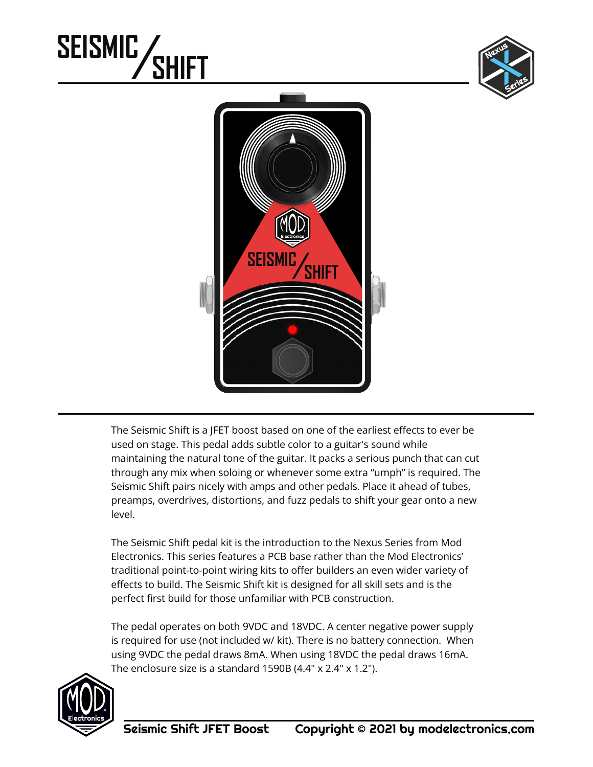# SEISMIC / SHIFT

The Seismic Shift is a JFET boost based on one of the earliest effects to ever be used on stage. This pedal adds subtle color to a guitar's sound while maintaining the natural tone of the guitar. It packs a serious punch that can cut through any mix when soloing or whenever some extra “umph” is required. The Seismic Shift pairs nicely with amps and other pedals. Place it ahead of tubes, preamps, overdrives, distortions, and fuzz pedals to shift your gear onto a new level.

The Seismic Shift pedal kit is the introduction to the Nexus Series from Mod Electronics. This series features a PCB base rather than the Mod Electronics’ traditional point-to-point wiring kits to offer builders an even wider variety of effects to build. The Seismic Shift kit is designed for all skill sets and is the perfect first build for those unfamiliar with PCB construction.

The pedal operates on both 9VDC and 18VDC. A center negative power supply is required for use (not included w/ kit). There is no battery connection. When using 9VDC the pedal draws 8mA. When using 18VDC the pedal draws 16mA. The enclosure size is a standard 1590B (4.4" x 2.4" x 1.2").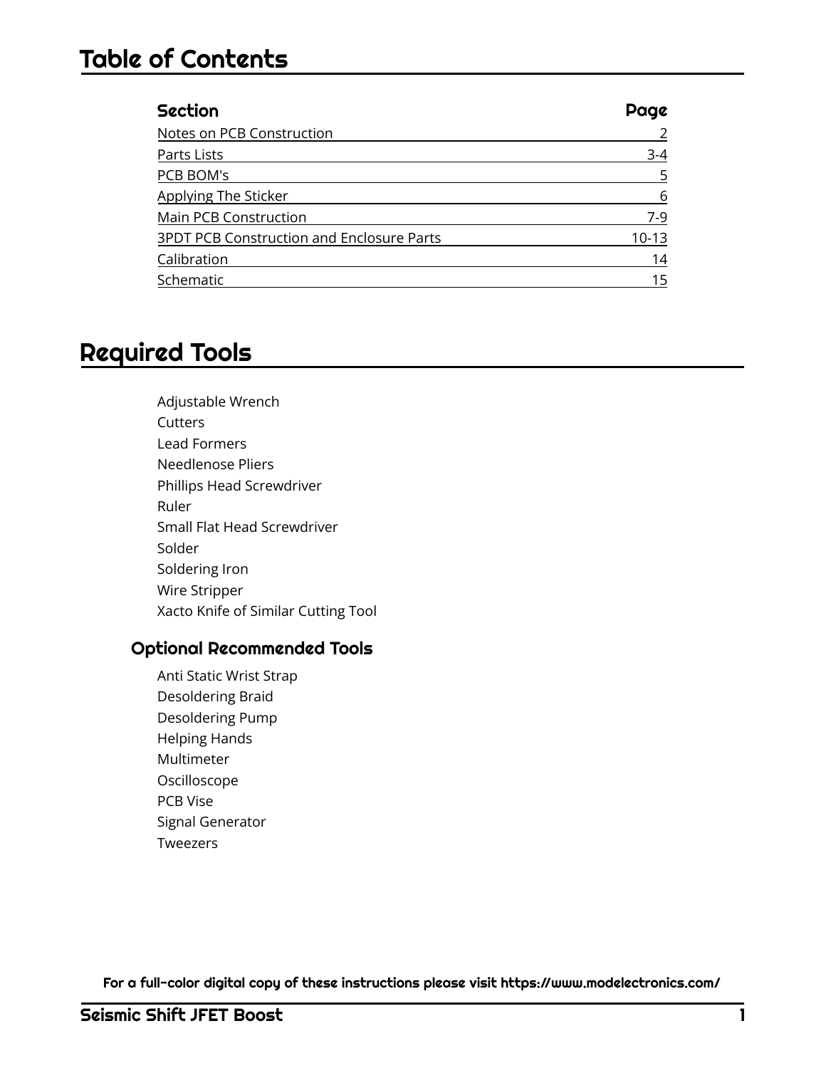# Table of Contents

| Section | Page |
|---|---|
| Notes on PCB Construction | 2 |
| Parts Lists | 3-4 |
| PCB BOM's | 5 |
| Applying The Sticker | 6 |
| Main PCB Construction | 7-9 |
| 3PDT PCB Construction and Enclosure Parts | 10-13 |
| Calibration | 14 |
| Schematic | 15 |

# Required Tools

- Adjustable Wrench
- Cutters
- Lead Formers
- Needlenose Pliers
- Phillips Head Screwdriver
- Ruler
- Small Flat Head Screwdriver
- Solder
- Soldering Iron
- Wire Stripper
- Xacto Knife of Similar Cutting Tool

## Optional Recommended Tools

- Anti Static Wrist Strap
- Desoldering Braid
- Desoldering Pump
- Helping Hands
- Multimeter
- Oscilloscope
- PCB Vise
- Signal Generator
- Tweezers

**For a full-color digital copy of these instructions please visit https://www.modelectronics.com/**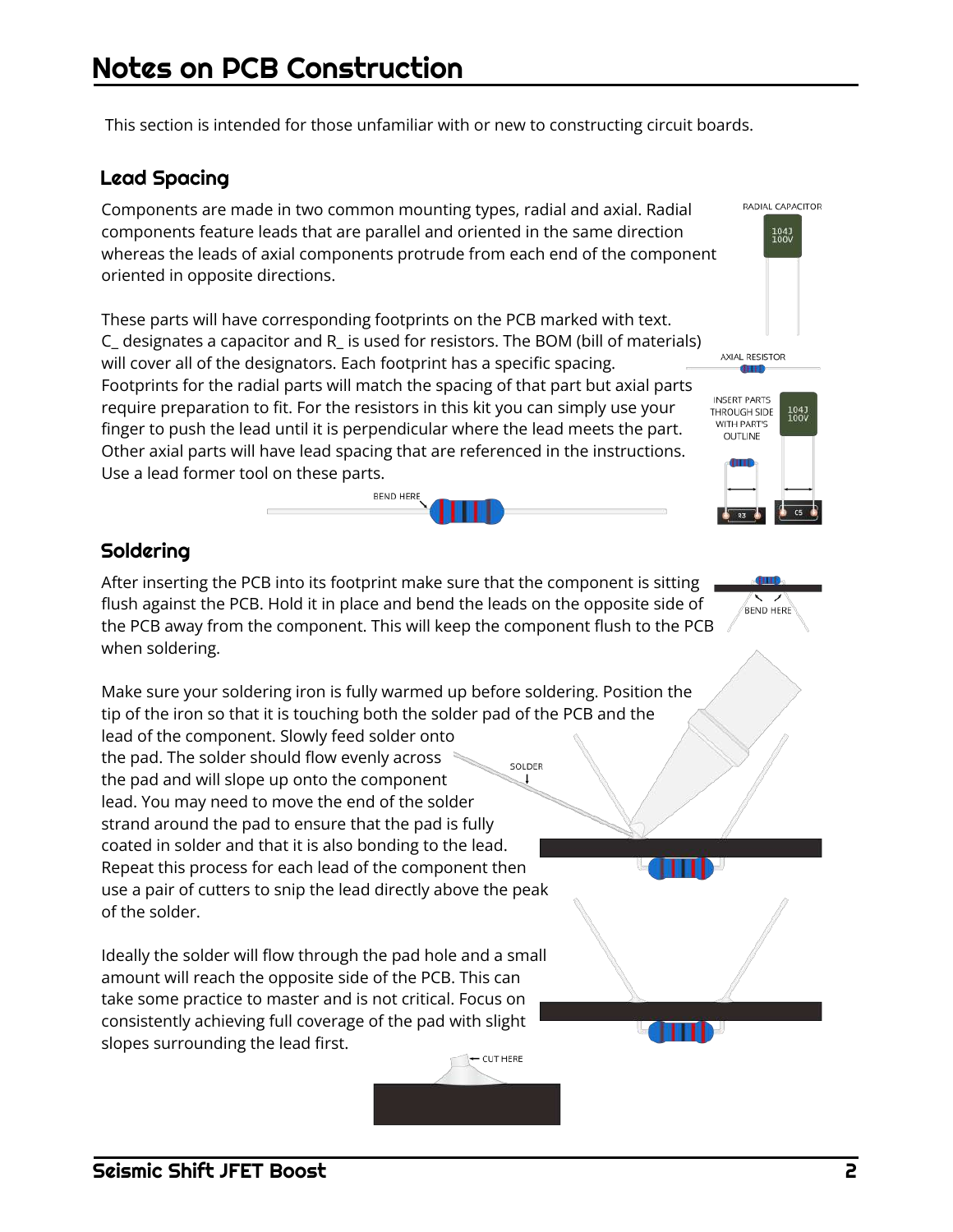# Notes on PCB Construction

This section is intended for those unfamiliar with or new to constructing circuit boards.

## Lead Spacing

Components are made in two common mounting types, radial and axial. Radial components feature leads that are parallel and oriented in the same direction whereas the leads of axial components protrude from each end of the component oriented in opposite directions.

These parts will have corresponding footprints on the PCB marked with text. C_ designates a capacitor and R_ is used for resistors. The BOM (bill of materials) will cover all of the designators. Each footprint has a specific spacing. Footprints for the radial parts will match the spacing of that part but axial parts require preparation to fit. For the resistors in this kit you can simply use your finger to push the lead until it is perpendicular where the lead meets the part. Other axial parts will have lead spacing that are referenced in the instructions. Use a lead former tool on these parts.

RADIAL CAPACITOR

AXIAL RESISTOR

INSERT PARTS THROUGH SIDE WITH PART'S OUTLINE

BEND HERE

## Soldering

After inserting the PCB into its footprint make sure that the component is sitting flush against the PCB. Hold it in place and bend the leads on the opposite side of the PCB away from the component. This will keep the component flush to the PCB when soldering.

BEND HERE

Make sure your soldering iron is fully warmed up before soldering. Position the tip of the iron so that it is touching both the solder pad of the PCB and the lead of the component. Slowly feed solder onto the pad. The solder should flow evenly across the pad and will slope up onto the component lead. You may need to move the end of the solder strand around the pad to ensure that the pad is fully coated in solder and that it is also bonding to the lead. Repeat this process for each lead of the component then use a pair of cutters to snip the lead directly above the peak of the solder.

SOLDER

Ideally the solder will flow through the pad hole and a small amount will reach the opposite side of the PCB. This can take some practice to master and is not critical. Focus on consistently achieving full coverage of the pad with slight slopes surrounding the lead first.

CUT HERE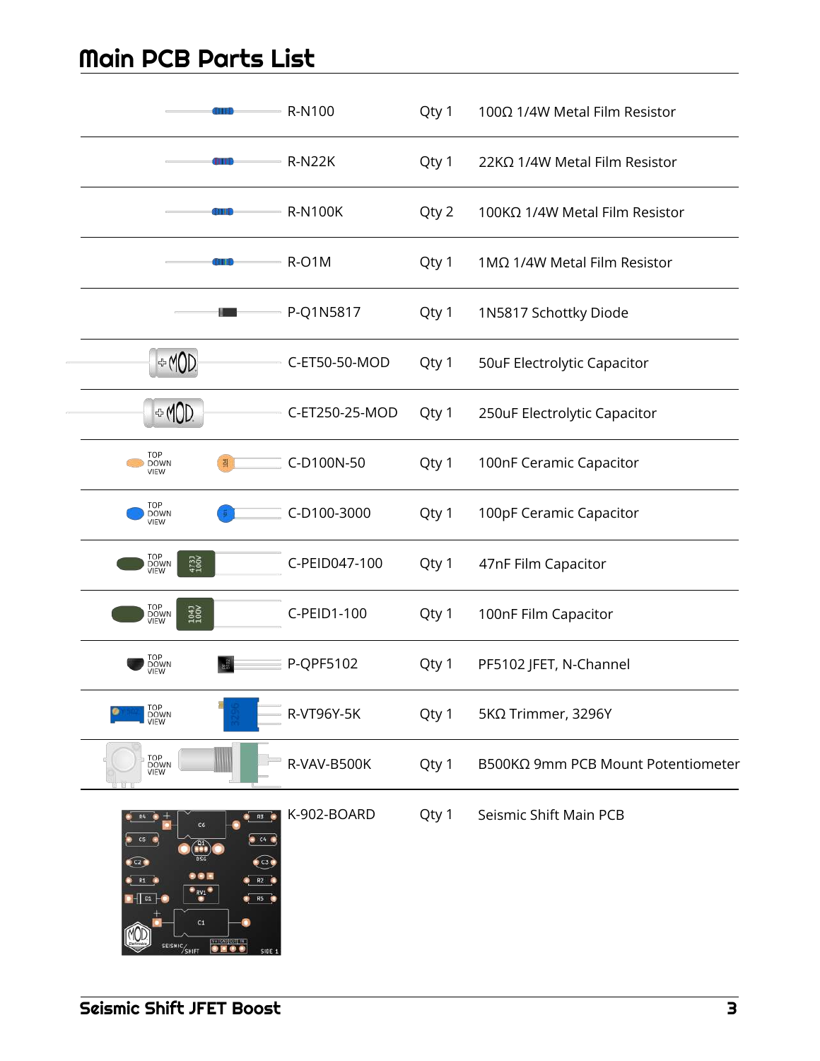# Main PCB Parts List

| Part | Qty | Description |
|---|---|---|
| R-N100 | Qty 1 | 100Ω 1/4W Metal Film Resistor |
| R-N22K | Qty 1 | 22KΩ 1/4W Metal Film Resistor |
| R-N100K | Qty 2 | 100KΩ 1/4W Metal Film Resistor |
| R-O1M | Qty 1 | 1MΩ 1/4W Metal Film Resistor |
| P-Q1N5817 | Qty 1 | 1N5817 Schottky Diode |
| C-ET50-50-MOD | Qty 1 | 50uF Electrolytic Capacitor |
| C-ET250-25-MOD | Qty 1 | 250uF Electrolytic Capacitor |
| C-D100N-50 | Qty 1 | 100nF Ceramic Capacitor |
| C-D100-3000 | Qty 1 | 100pF Ceramic Capacitor |
| C-PEID047-100 | Qty 1 | 47nF Film Capacitor |
| C-PEID1-100 | Qty 1 | 100nF Film Capacitor |
| P-QPF5102 | Qty 1 | PF5102 JFET, N-Channel |
| R-VT96Y-5K | Qty 1 | 5KΩ Trimmer, 3296Y |
| R-VAV-B500K | Qty 1 | B500KΩ 9mm PCB Mount Potentiometer |
| K-902-BOARD | Qty 1 | Seismic Shift Main PCB |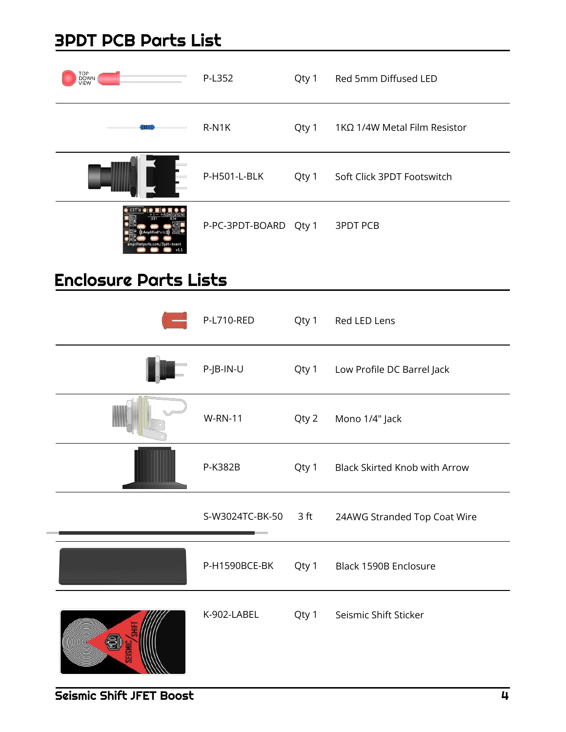## 3PDT PCB Parts List

| Part | Qty | Description |
|---|---|---|
| P-L352 | Qty 1 | Red 5mm Diffused LED |
| R-N1K | Qty 1 | 1KΩ 1/4W Metal Film Resistor |
| P-H501-L-BLK | Qty 1 | Soft Click 3PDT Footswitch |
| P-PC-3PDT-BOARD | Qty 1 | 3PDT PCB |

## Enclosure Parts Lists

| Part | Qty | Description |
|---|---|---|
| P-L710-RED | Qty 1 | Red LED Lens |
| P-JB-IN-U | Qty 1 | Low Profile DC Barrel Jack |
| W-RN-11 | Qty 2 | Mono 1/4" Jack |
| P-K382B | Qty 1 | Black Skirted Knob with Arrow |
| S-W3024TC-BK-50 | 3 ft | 24AWG Stranded Top Coat Wire |
| P-H1590BCE-BK | Qty 1 | Black 1590B Enclosure |
| K-902-LABEL | Qty 1 | Seismic Shift Sticker |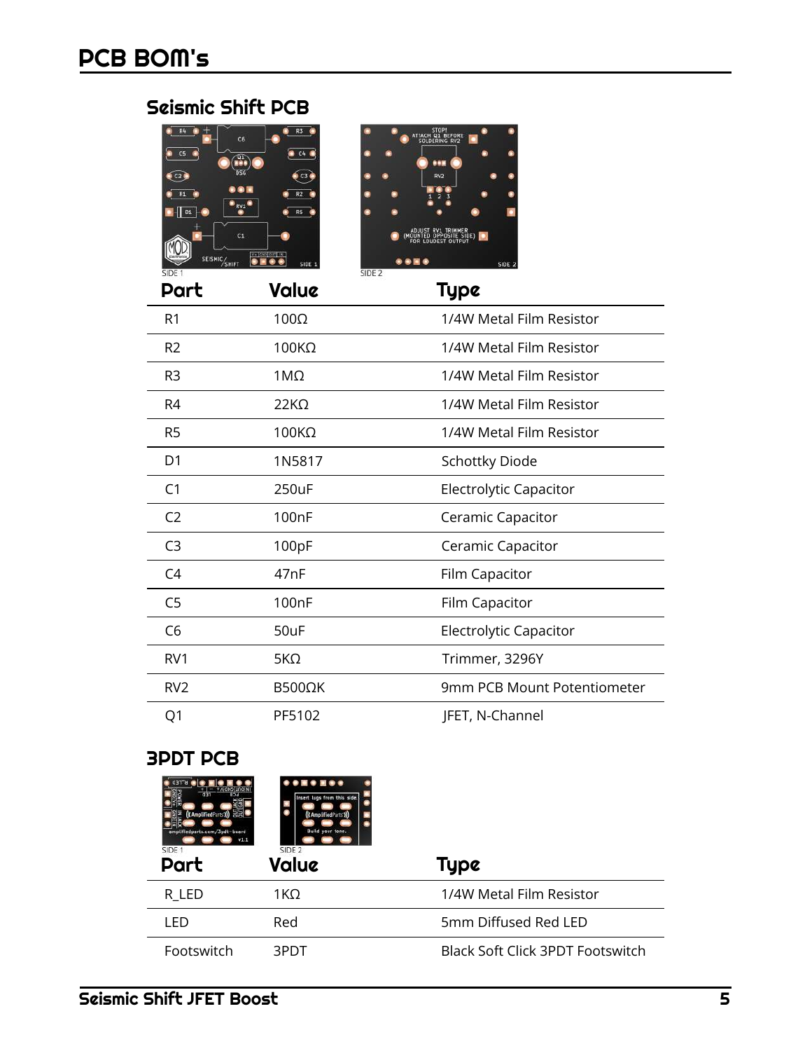# PCB BOM's

## Seismic Shift PCB

SIDE 1 SIDE 2

| Part | Value | Type |
|---|---|---|
| R1 | 100Ω | 1/4W Metal Film Resistor |
| R2 | 100KΩ | 1/4W Metal Film Resistor |
| R3 | 1MΩ | 1/4W Metal Film Resistor |
| R4 | 22KΩ | 1/4W Metal Film Resistor |
| R5 | 100KΩ | 1/4W Metal Film Resistor |
| D1 | 1N5817 | Schottky Diode |
| C1 | 250uF | Electrolytic Capacitor |
| C2 | 100nF | Ceramic Capacitor |
| C3 | 100pF | Ceramic Capacitor |
| C4 | 47nF | Film Capacitor |
| C5 | 100nF | Film Capacitor |
| C6 | 50uF | Electrolytic Capacitor |
| RV1 | 5KΩ | Trimmer, 3296Y |
| RV2 | B500ΩK | 9mm PCB Mount Potentiometer |
| Q1 | PF5102 | JFET, N-Channel |

## 3PDT PCB

SIDE 1 SIDE 2

| Part | Value | Type |
|---|---|---|
| R_LED | 1KΩ | 1/4W Metal Film Resistor |
| LED | Red | 5mm Diffused Red LED |
| Footswitch | 3PDT | Black Soft Click 3PDT Footswitch |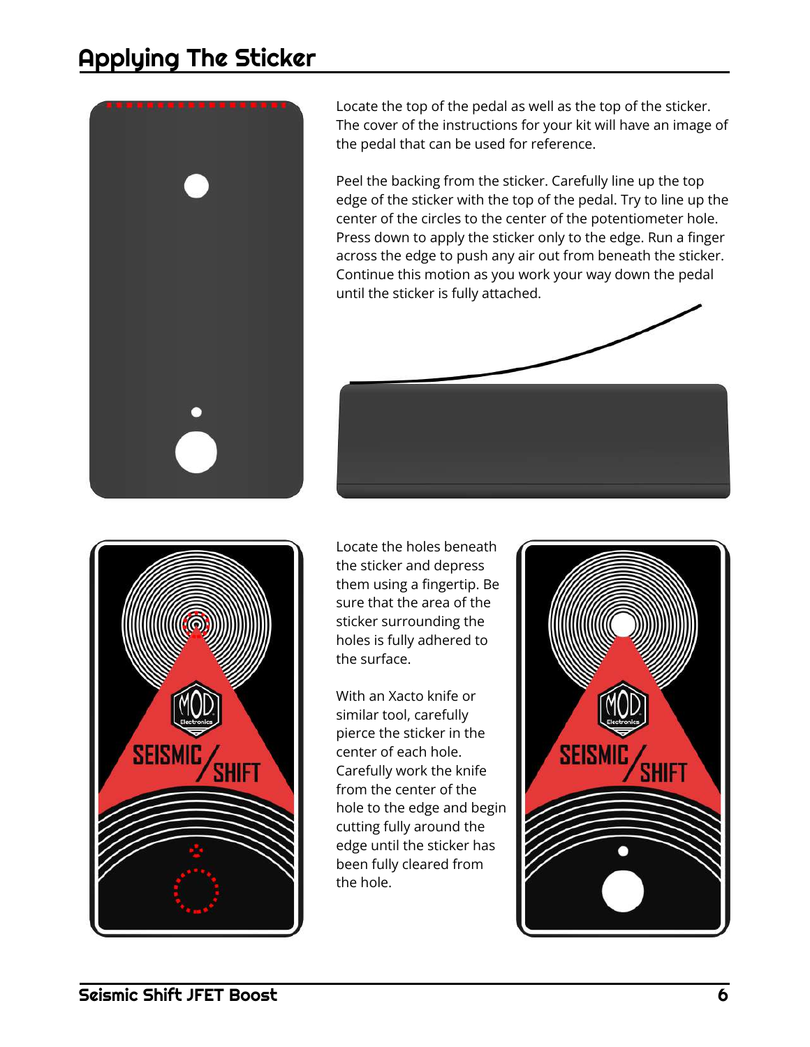# Applying The Sticker

Locate the top of the pedal as well as the top of the sticker. The cover of the instructions for your kit will have an image of the pedal that can be used for reference.

Peel the backing from the sticker. Carefully line up the top edge of the sticker with the top of the pedal. Try to line up the center of the circles to the center of the potentiometer hole. Press down to apply the sticker only to the edge. Run a finger across the edge to push any air out from beneath the sticker. Continue this motion as you work your way down the pedal until the sticker is fully attached.

Locate the holes beneath the sticker and depress them using a fingertip. Be sure that the area of the sticker surrounding the holes is fully adhered to the surface.

With an Xacto knife or similar tool, carefully pierce the sticker in the center of each hole. Carefully work the knife from the center of the hole to the edge and begin cutting fully around the edge until the sticker has been fully cleared from the hole.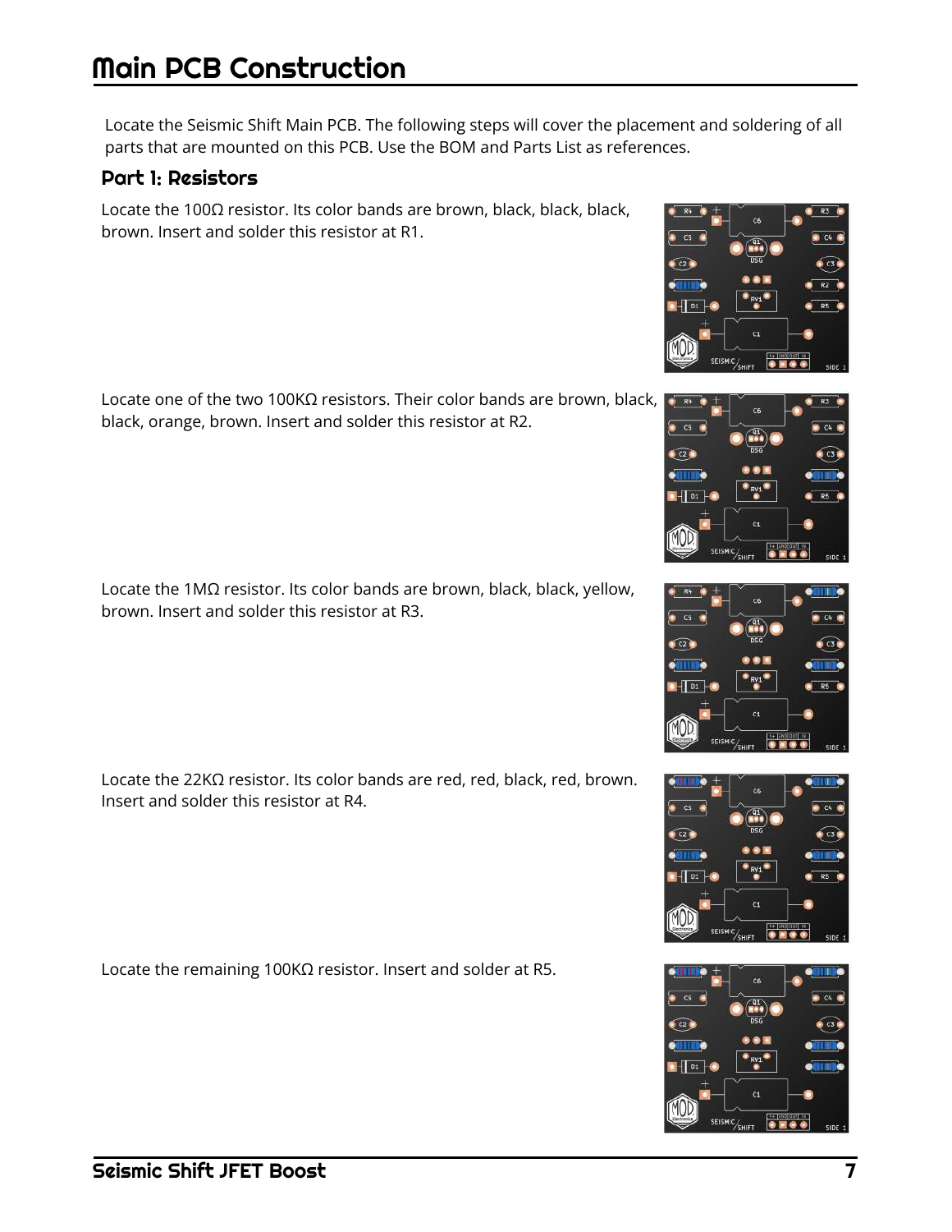# Main PCB Construction

Locate the Seismic Shift Main PCB. The following steps will cover the placement and soldering of all parts that are mounted on this PCB. Use the BOM and Parts List as references.

## Part 1: Resistors

Locate the 100Ω resistor. Its color bands are brown, black, black, black, brown. Insert and solder this resistor at R1.

Locate one of the two 100KΩ resistors. Their color bands are brown, black, black, orange, brown. Insert and solder this resistor at R2.

Locate the 1MΩ resistor. Its color bands are brown, black, black, yellow, brown. Insert and solder this resistor at R3.

Locate the 22KΩ resistor. Its color bands are red, red, black, red, brown. Insert and solder this resistor at R4.

Locate the remaining 100KΩ resistor. Insert and solder at R5.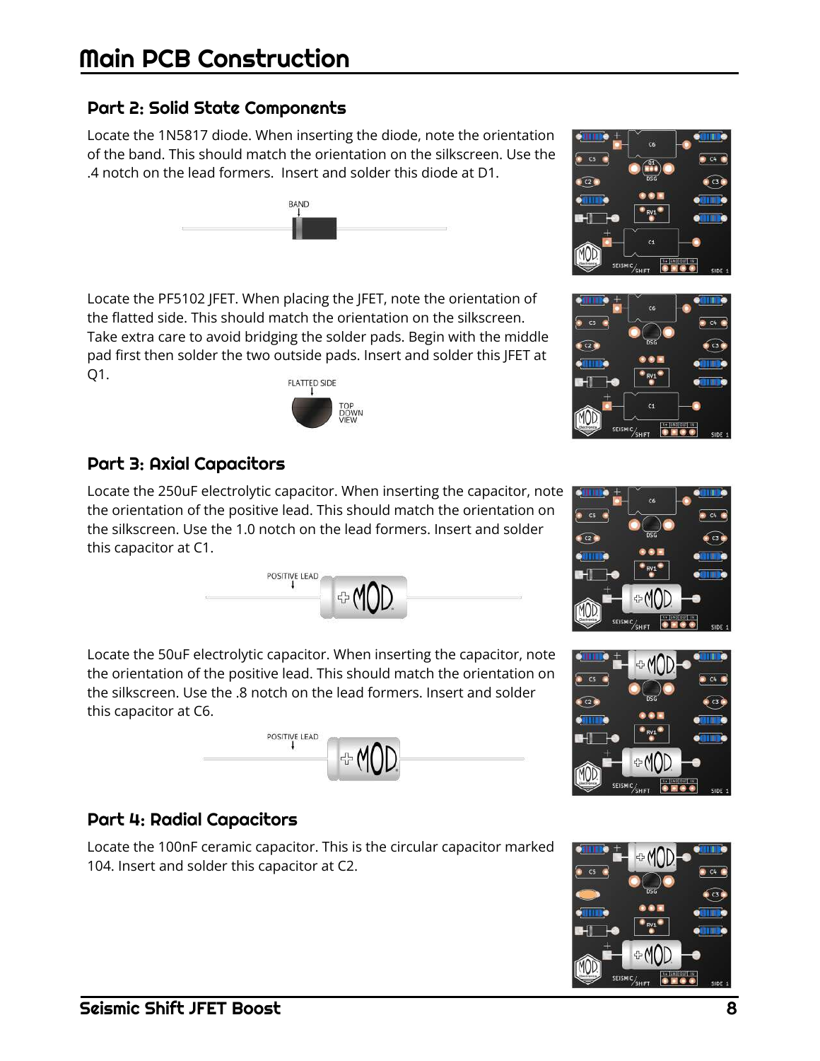# Main PCB Construction

## Part 2: Solid State Components

Locate the 1N5817 diode. When inserting the diode, note the orientation of the band. This should match the orientation on the silkscreen. Use the .4 notch on the lead formers. Insert and solder this diode at D1.

Locate the PF5102 JFET. When placing the JFET, note the orientation of the flatted side. This should match the orientation on the silkscreen. Take extra care to avoid bridging the solder pads. Begin with the middle pad first then solder the two outside pads. Insert and solder this JFET at Q1.

## Part 3: Axial Capacitors

Locate the 250uF electrolytic capacitor. When inserting the capacitor, note the orientation of the positive lead. This should match the orientation on the silkscreen. Use the 1.0 notch on the lead formers. Insert and solder this capacitor at C1.

Locate the 50uF electrolytic capacitor. When inserting the capacitor, note the orientation of the positive lead. This should match the orientation on the silkscreen. Use the .8 notch on the lead formers. Insert and solder this capacitor at C6.

## Part 4: Radial Capacitors

Locate the 100nF ceramic capacitor. This is the circular capacitor marked 104. Insert and solder this capacitor at C2.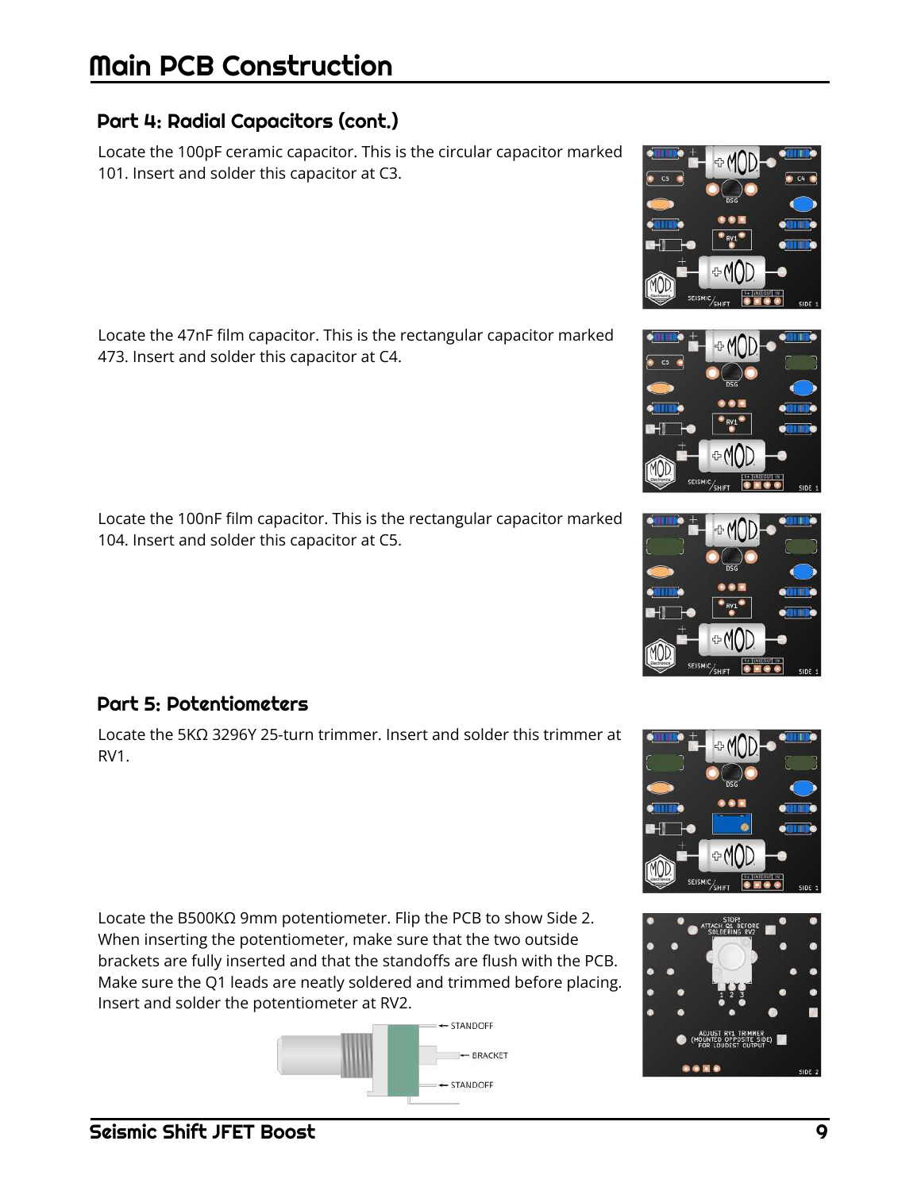# Main PCB Construction

## Part 4: Radial Capacitors (cont.)

Locate the 100pF ceramic capacitor. This is the circular capacitor marked 101. Insert and solder this capacitor at C3.

Locate the 47nF film capacitor. This is the rectangular capacitor marked 473. Insert and solder this capacitor at C4.

Locate the 100nF film capacitor. This is the rectangular capacitor marked 104. Insert and solder this capacitor at C5.

## Part 5: Potentiometers

Locate the 5KΩ 3296Y 25-turn trimmer. Insert and solder this trimmer at RV1.

Locate the B500KΩ 9mm potentiometer. Flip the PCB to show Side 2. When inserting the potentiometer, make sure that the two outside brackets are fully inserted and that the standoffs are flush with the PCB. Make sure the Q1 leads are neatly soldered and trimmed before placing. Insert and solder the potentiometer at RV2.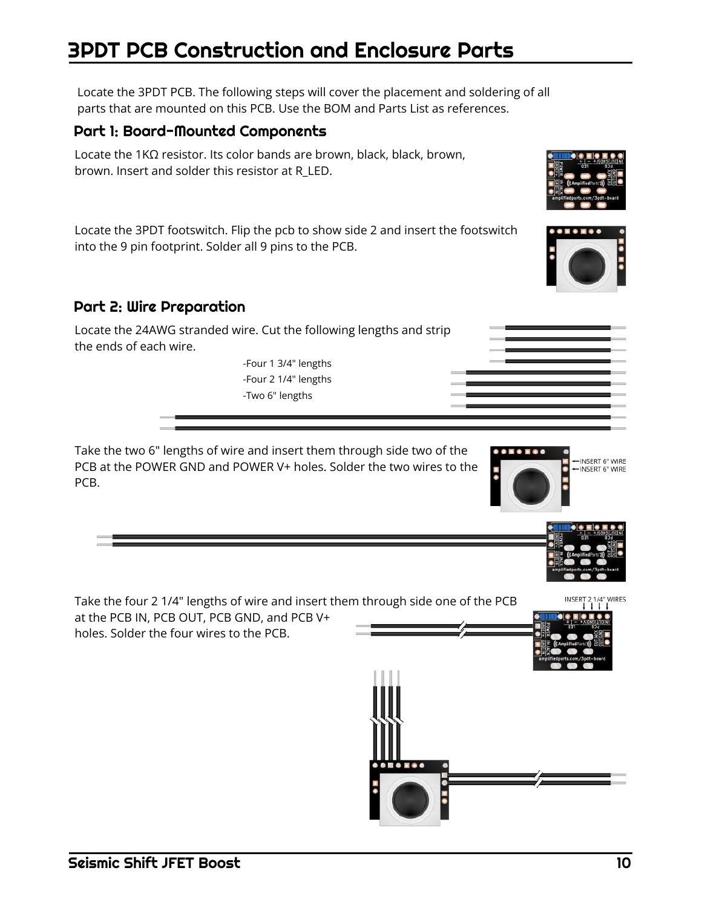# 3PDT PCB Construction and Enclosure Parts

Locate the 3PDT PCB. The following steps will cover the placement and soldering of all parts that are mounted on this PCB. Use the BOM and Parts List as references.

## Part 1: Board-Mounted Components

Locate the 1KΩ resistor. Its color bands are brown, black, black, brown, brown. Insert and solder this resistor at R_LED.

Locate the 3PDT footswitch. Flip the pcb to show side 2 and insert the footswitch into the 9 pin footprint. Solder all 9 pins to the PCB.

## Part 2: Wire Preparation

Locate the 24AWG stranded wire. Cut the following lengths and strip the ends of each wire.

- Four 1 3/4" lengths
- Four 2 1/4" lengths
- Two 6" lengths

Take the two 6" lengths of wire and insert them through side two of the PCB at the POWER GND and POWER V+ holes. Solder the two wires to the PCB.

Take the four 2 1/4" lengths of wire and insert them through side one of the PCB at the PCB IN, PCB OUT, PCB GND, and PCB V+ holes. Solder the four wires to the PCB.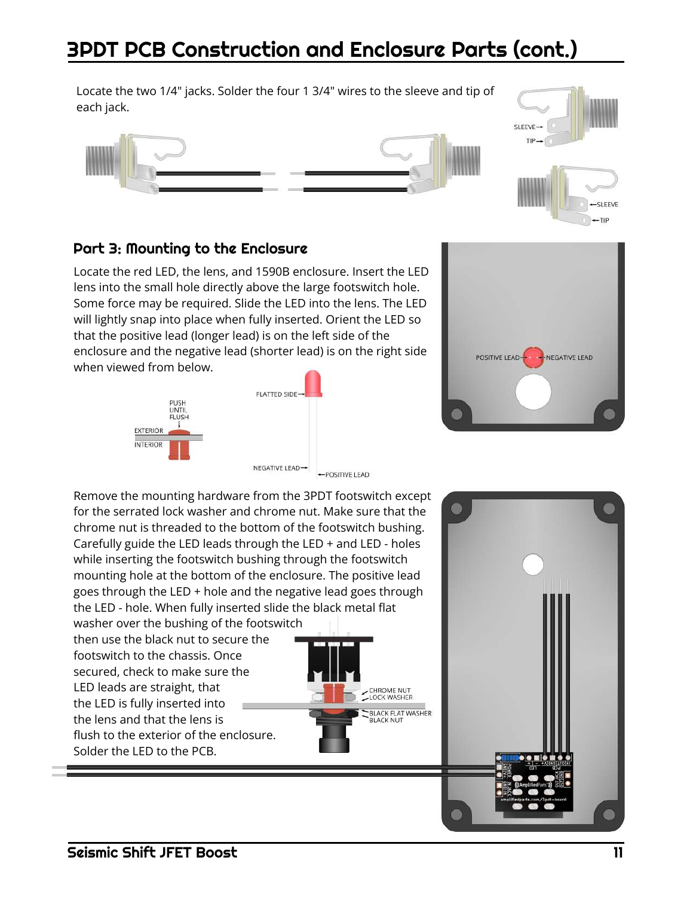# 3PDT PCB Construction and Enclosure Parts (cont.)

Locate the two 1/4" jacks. Solder the four 1 3/4" wires to the sleeve and tip of each jack.

## Part 3: Mounting to the Enclosure

Locate the red LED, the lens, and 1590B enclosure. Insert the LED lens into the small hole directly above the large footswitch hole. Some force may be required. Slide the LED into the lens. The LED will lightly snap into place when fully inserted. Orient the LED so that the positive lead (longer lead) is on the left side of the enclosure and the negative lead (shorter lead) is on the right side when viewed from below.

Remove the mounting hardware from the 3PDT footswitch except for the serrated lock washer and chrome nut. Make sure that the chrome nut is threaded to the bottom of the footswitch bushing. Carefully guide the LED leads through the LED + and LED - holes while inserting the footswitch bushing through the footswitch mounting hole at the bottom of the enclosure. The positive lead goes through the LED + hole and the negative lead goes through the LED - hole. When fully inserted slide the black metal flat washer over the bushing of the footswitch then use the black nut to secure the footswitch to the chassis. Once secured, check to make sure the LED leads are straight, that the LED is fully inserted into the lens and that the lens is flush to the exterior of the enclosure. Solder the LED to the PCB.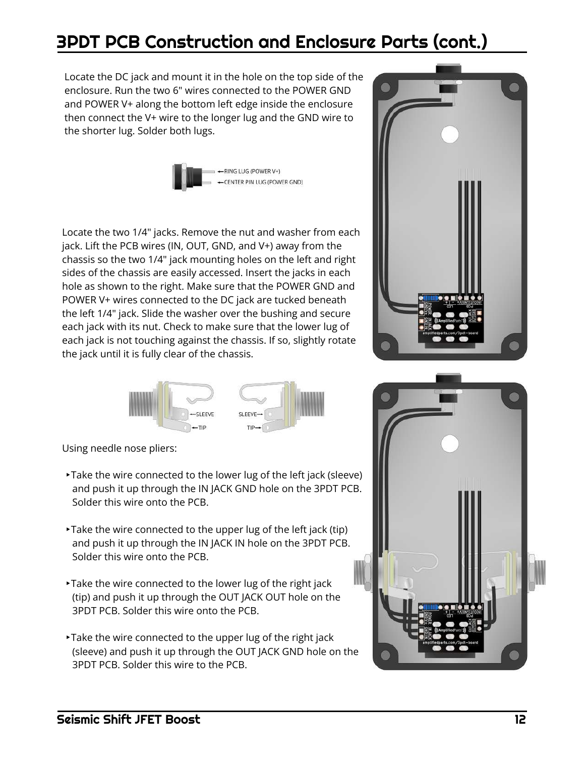# 3PDT PCB Construction and Enclosure Parts (cont.)

Locate the DC jack and mount it in the hole on the top side of the enclosure. Run the two 6" wires connected to the POWER GND and POWER V+ along the bottom left edge inside the enclosure then connect the V+ wire to the longer lug and the GND wire to the shorter lug. Solder both lugs.

Locate the two 1/4" jacks. Remove the nut and washer from each jack. Lift the PCB wires (IN, OUT, GND, and V+) away from the chassis so the two 1/4" jack mounting holes on the left and right sides of the chassis are easily accessed. Insert the jacks in each hole as shown to the right. Make sure that the POWER GND and POWER V+ wires connected to the DC jack are tucked beneath the left 1/4" jack. Slide the washer over the bushing and secure each jack with its nut. Check to make sure that the lower lug of each jack is not touching against the chassis. If so, slightly rotate the jack until it is fully clear of the chassis.

Using needle nose pliers:

- Take the wire connected to the lower lug of the left jack (sleeve) and push it up through the IN JACK GND hole on the 3PDT PCB. Solder this wire onto the PCB.
- Take the wire connected to the upper lug of the left jack (tip) and push it up through the IN JACK IN hole on the 3PDT PCB. Solder this wire onto the PCB.
- Take the wire connected to the lower lug of the right jack (tip) and push it up through the OUT JACK OUT hole on the 3PDT PCB. Solder this wire onto the PCB.
- Take the wire connected to the upper lug of the right jack (sleeve) and push it up through the OUT JACK GND hole on the 3PDT PCB. Solder this wire to the PCB.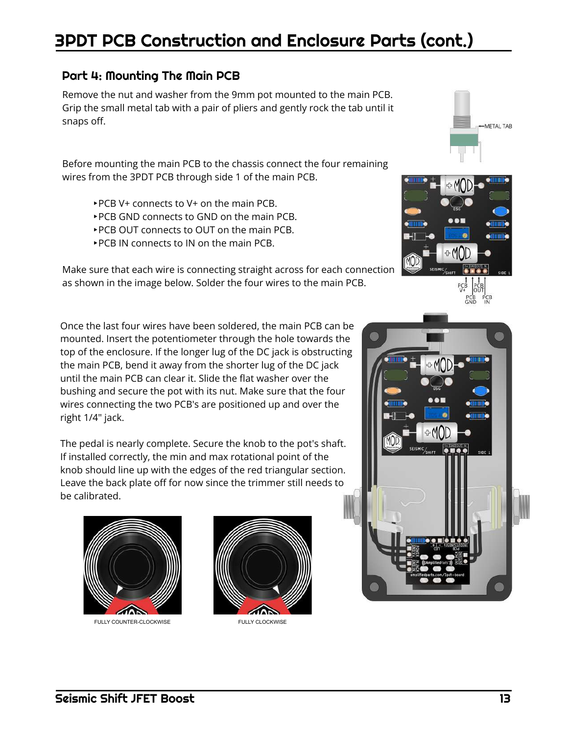# 3PDT PCB Construction and Enclosure Parts (cont.)

## Part 4: Mounting The Main PCB

Remove the nut and washer from the 9mm pot mounted to the main PCB. Grip the small metal tab with a pair of pliers and gently rock the tab until it snaps off.

Before mounting the main PCB to the chassis connect the four remaining wires from the 3PDT PCB through side 1 of the main PCB.

- PCB V+ connects to V+ on the main PCB.
- PCB GND connects to GND on the main PCB.
- PCB OUT connects to OUT on the main PCB.
- PCB IN connects to IN on the main PCB.

Make sure that each wire is connecting straight across for each connection as shown in the image below. Solder the four wires to the main PCB.

Once the last four wires have been soldered, the main PCB can be mounted. Insert the potentiometer through the hole towards the top of the enclosure. If the longer lug of the DC jack is obstructing the main PCB, bend it away from the shorter lug of the DC jack until the main PCB can clear it. Slide the flat washer over the bushing and secure the pot with its nut. Make sure that the four wires connecting the two PCB's are positioned up and over the right 1/4" jack.

The pedal is nearly complete. Secure the knob to the pot's shaft. If installed correctly, the min and max rotational point of the knob should line up with the edges of the red triangular section. Leave the back plate off for now since the trimmer still needs to be calibrated.

FULLY COUNTER-CLOCKWISE

FULLY CLOCKWISE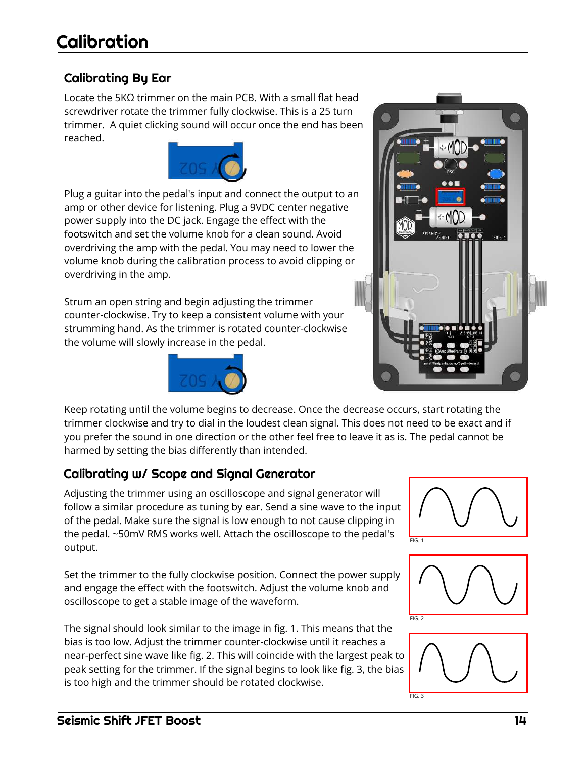# Calibration

## Calibrating By Ear

Locate the 5KΩ trimmer on the main PCB. With a small flat head screwdriver rotate the trimmer fully clockwise. This is a 25 turn trimmer. A quiet clicking sound will occur once the end has been reached.

Plug a guitar into the pedal's input and connect the output to an amp or other device for listening. Plug a 9VDC center negative power supply into the DC jack. Engage the effect with the footswitch and set the volume knob for a clean sound. Avoid overdriving the amp with the pedal. You may need to lower the volume knob during the calibration process to avoid clipping or overdriving in the amp.

Strum an open string and begin adjusting the trimmer counter-clockwise. Try to keep a consistent volume with your strumming hand. As the trimmer is rotated counter-clockwise the volume will slowly increase in the pedal.

Keep rotating until the volume begins to decrease. Once the decrease occurs, start rotating the trimmer clockwise and try to dial in the loudest clean signal. This does not need to be exact and if you prefer the sound in one direction or the other feel free to leave it as is. The pedal cannot be harmed by setting the bias differently than intended.

## Calibrating w/ Scope and Signal Generator

Adjusting the trimmer using an oscilloscope and signal generator will follow a similar procedure as tuning by ear. Send a sine wave to the input of the pedal. Make sure the signal is low enough to not cause clipping in the pedal. ~50mV RMS works well. Attach the oscilloscope to the pedal's output.

Set the trimmer to the fully clockwise position. Connect the power supply and engage the effect with the footswitch. Adjust the volume knob and oscilloscope to get a stable image of the waveform.

The signal should look similar to the image in fig. 1. This means that the bias is too low. Adjust the trimmer counter-clockwise until it reaches a near-perfect sine wave like fig. 2. This will coincide with the largest peak to peak setting for the trimmer. If the signal begins to look like fig. 3, the bias is too high and the trimmer should be rotated clockwise.

FIG. 1

FIG. 2

FIG. 3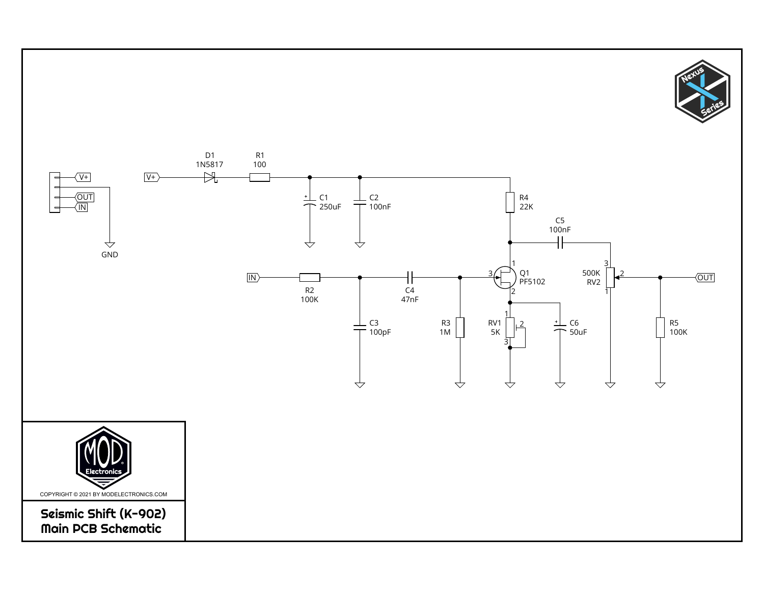V+
OUT
IN
GND

V+
D1
1N5817
R1
100
C1
250uF
C2
100nF
R4
22K
C5
100nF

IN
R2
100K
C3
100pF
C4
47nF
R3
1M
Q1
PF5102
RV1
5K
C6
50uF
500K
RV2
R5
100K
OUT

COPYRIGHT © 2021 BY MODELECTRONICS.COM

**Seismic Shift (K-902)**
**Main PCB Schematic**